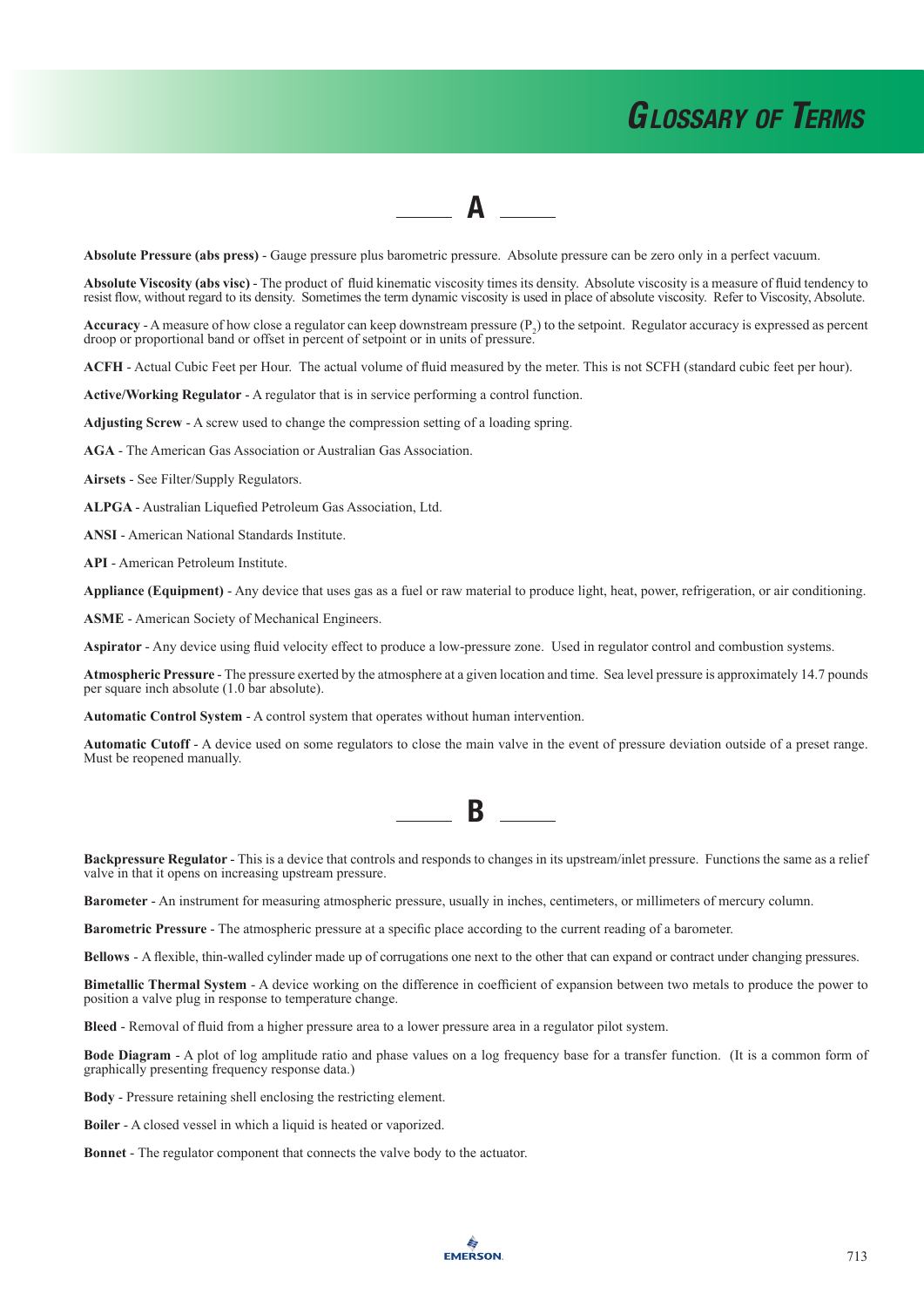# Glossary of Terms

## A

**Absolute Pressure (abs press)** - Gauge pressure plus barometric pressure. Absolute pressure can be zero only in a perfect vacuum.

**Absolute Viscosity (abs visc)** - The product of fluid kinematic viscosity times its density. Absolute viscosity is a measure of fluid tendency to resist flow, without regard to its density. Sometimes the term dynamic viscosity is used in place of absolute viscosity. Refer to Viscosity, Absolute.

**Accuracy** - A measure of how close a regulator can keep downstream pressure ($P_2$) to the setpoint. Regulator accuracy is expressed as percent droop or proportional band or offset in percent of setpoint or in units of pressure.

**ACFH** - Actual Cubic Feet per Hour. The actual volume of fluid measured by the meter. This is not SCFH (standard cubic feet per hour).

**Active/Working Regulator** - A regulator that is in service performing a control function.

**Adjusting Screw** - A screw used to change the compression setting of a loading spring.

**AGA** - The American Gas Association or Australian Gas Association.

**Airsets** - See Filter/Supply Regulators.

**ALPGA** - Australian Liquefied Petroleum Gas Association, Ltd.

**ANSI** - American National Standards Institute.

**API** - American Petroleum Institute.

**Appliance (Equipment)** - Any device that uses gas as a fuel or raw material to produce light, heat, power, refrigeration, or air conditioning.

**ASME** - American Society of Mechanical Engineers.

**Aspirator** - Any device using fluid velocity effect to produce a low-pressure zone. Used in regulator control and combustion systems.

**Atmospheric Pressure** - The pressure exerted by the atmosphere at a given location and time. Sea level pressure is approximately 14.7 pounds per square inch absolute (1.0 bar absolute).

**Automatic Control System** - A control system that operates without human intervention.

**Automatic Cutoff** - A device used on some regulators to close the main valve in the event of pressure deviation outside of a preset range. Must be reopened manually.

## B

**Backpressure Regulator** - This is a device that controls and responds to changes in its upstream/inlet pressure. Functions the same as a relief valve in that it opens on increasing upstream pressure.

**Barometer** - An instrument for measuring atmospheric pressure, usually in inches, centimeters, or millimeters of mercury column.

**Barometric Pressure** - The atmospheric pressure at a specific place according to the current reading of a barometer.

**Bellows** - A flexible, thin-walled cylinder made up of corrugations one next to the other that can expand or contract under changing pressures.

**Bimetallic Thermal System** - A device working on the difference in coefficient of expansion between two metals to produce the power to position a valve plug in response to temperature change.

**Bleed** - Removal of fluid from a higher pressure area to a lower pressure area in a regulator pilot system.

**Bode Diagram** - A plot of log amplitude ratio and phase values on a log frequency base for a transfer function. (It is a common form of graphically presenting frequency response data.)

**Body** - Pressure retaining shell enclosing the restricting element.

**Boiler** - A closed vessel in which a liquid is heated or vaporized.

**Bonnet** - The regulator component that connects the valve body to the actuator.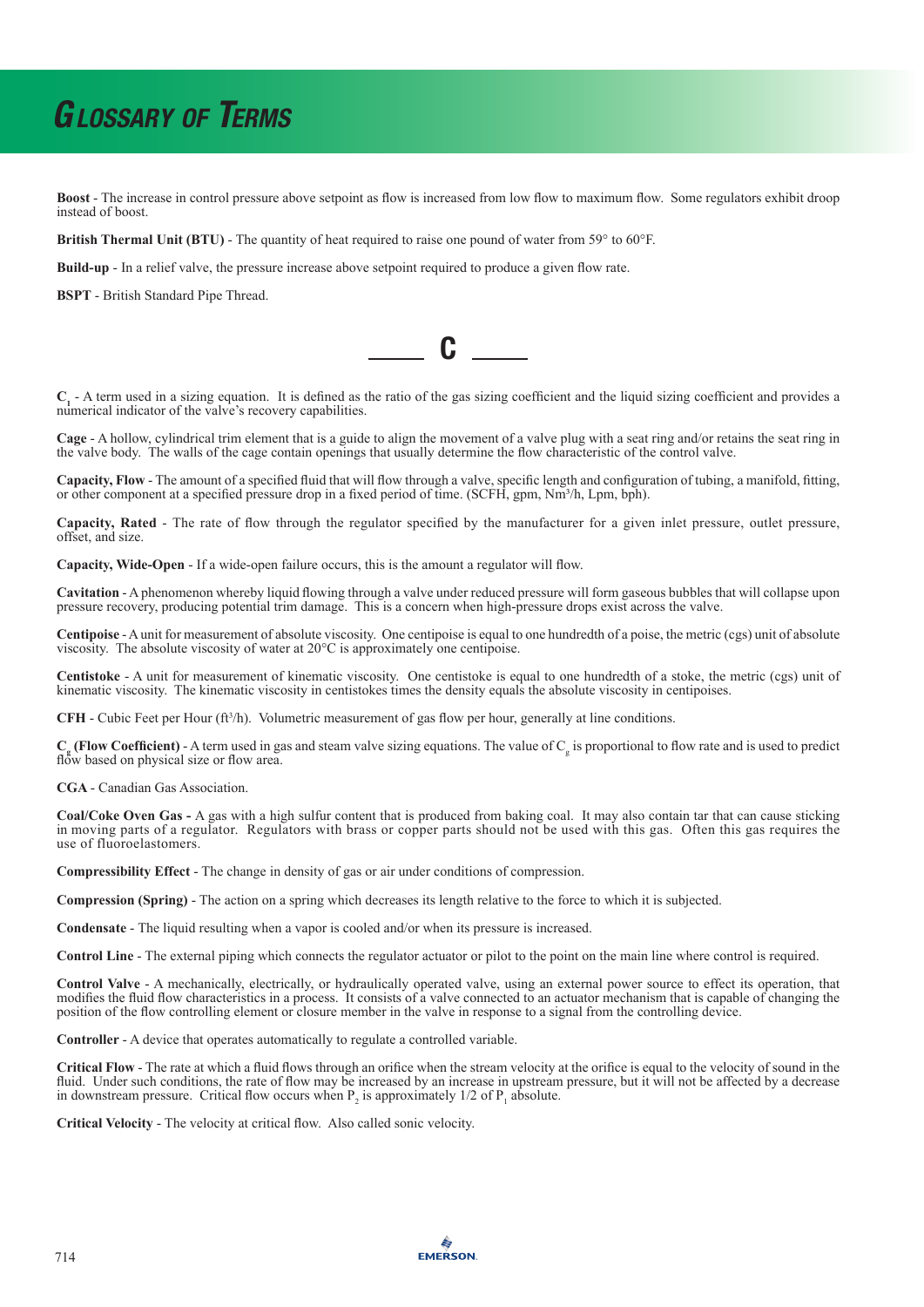# Glossary of Terms

**Boost** - The increase in control pressure above setpoint as flow is increased from low flow to maximum flow. Some regulators exhibit droop instead of boost.

**British Thermal Unit (BTU)** - The quantity of heat required to raise one pound of water from 59° to 60°F.

**Build-up** - In a relief valve, the pressure increase above setpoint required to produce a given flow rate.

**BSPT** - British Standard Pipe Thread.

## C

**$C_1$** - A term used in a sizing equation. It is defined as the ratio of the gas sizing coefficient and the liquid sizing coefficient and provides a numerical indicator of the valve's recovery capabilities.

**Cage** - A hollow, cylindrical trim element that is a guide to align the movement of a valve plug with a seat ring and/or retains the seat ring in the valve body. The walls of the cage contain openings that usually determine the flow characteristic of the control valve.

**Capacity, Flow** - The amount of a specified fluid that will flow through a valve, specific length and configuration of tubing, a manifold, fitting, or other component at a specified pressure drop in a fixed period of time. (SCFH, gpm, $Nm^3/h$, Lpm, bph).

**Capacity, Rated** - The rate of flow through the regulator specified by the manufacturer for a given inlet pressure, outlet pressure, offset, and size.

**Capacity, Wide-Open** - If a wide-open failure occurs, this is the amount a regulator will flow.

**Cavitation** - A phenomenon whereby liquid flowing through a valve under reduced pressure will form gaseous bubbles that will collapse upon pressure recovery, producing potential trim damage. This is a concern when high-pressure drops exist across the valve.

**Centipoise** - A unit for measurement of absolute viscosity. One centipoise is equal to one hundredth of a poise, the metric (cgs) unit of absolute viscosity. The absolute viscosity of water at 20°C is approximately one centipoise.

**Centistoke** - A unit for measurement of kinematic viscosity. One centistoke is equal to one hundredth of a stoke, the metric (cgs) unit of kinematic viscosity. The kinematic viscosity in centistokes times the density equals the absolute viscosity in centipoises.

**CFH** - Cubic Feet per Hour ($ft^3/h$). Volumetric measurement of gas flow per hour, generally at line conditions.

**$C_g$ (Flow Coefficient)** - A term used in gas and steam valve sizing equations. The value of $C_g$ is proportional to flow rate and is used to predict flow based on physical size or flow area.

**CGA** - Canadian Gas Association.

**Coal/Coke Oven Gas -** A gas with a high sulfur content that is produced from baking coal. It may also contain tar that can cause sticking in moving parts of a regulator. Regulators with brass or copper parts should not be used with this gas. Often this gas requires the use of fluoroelastomers.

**Compressibility Effect** - The change in density of gas or air under conditions of compression.

**Compression (Spring)** - The action on a spring which decreases its length relative to the force to which it is subjected.

**Condensate** - The liquid resulting when a vapor is cooled and/or when its pressure is increased.

**Control Line** - The external piping which connects the regulator actuator or pilot to the point on the main line where control is required.

**Control Valve** - A mechanically, electrically, or hydraulically operated valve, using an external power source to effect its operation, that modifies the fluid flow characteristics in a process. It consists of a valve connected to an actuator mechanism that is capable of changing the position of the flow controlling element or closure member in the valve in response to a signal from the controlling device.

**Controller** - A device that operates automatically to regulate a controlled variable.

**Critical Flow** - The rate at which a fluid flows through an orifice when the stream velocity at the orifice is equal to the velocity of sound in the fluid. Under such conditions, the rate of flow may be increased by an increase in upstream pressure, but it will not be affected by a decrease in downstream pressure. Critical flow occurs when $P_2$ is approximately 1/2 of $P_1$ absolute.

**Critical Velocity** - The velocity at critical flow. Also called sonic velocity.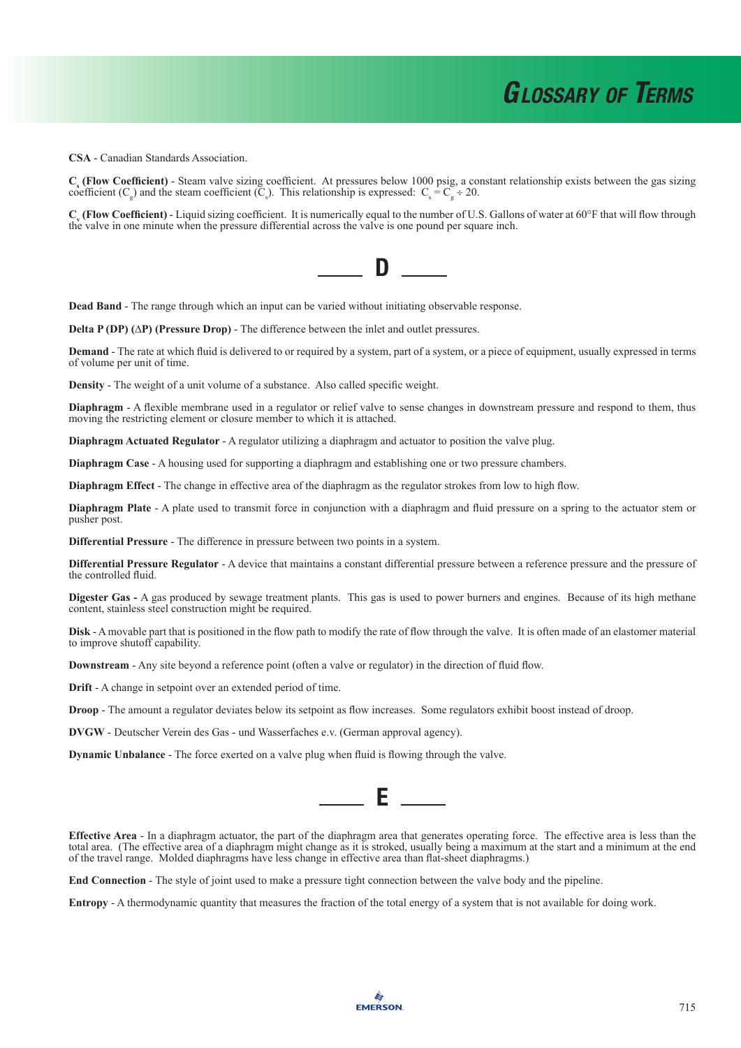**CSA** - Canadian Standards Association.

**$C_s$ (Flow Coefficient)** - Steam valve sizing coefficient. At pressures below 1000 psig, a constant relationship exists between the gas sizing coefficient ($C_g$) and the steam coefficient ($C_s$). This relationship is expressed: $C_s = C_g \div 20$.

**$C_v$ (Flow Coefficient)** - Liquid sizing coefficient. It is numerically equal to the number of U.S. Gallons of water at 60°F that will flow through the valve in one minute when the pressure differential across the valve is one pound per square inch.

## D

**Dead Band** - The range through which an input can be varied without initiating observable response.

**Delta P (DP) (ΔP) (Pressure Drop)** - The difference between the inlet and outlet pressures.

**Demand** - The rate at which fluid is delivered to or required by a system, part of a system, or a piece of equipment, usually expressed in terms of volume per unit of time.

**Density** - The weight of a unit volume of a substance. Also called specific weight.

**Diaphragm** - A flexible membrane used in a regulator or relief valve to sense changes in downstream pressure and respond to them, thus moving the restricting element or closure member to which it is attached.

**Diaphragm Actuated Regulator** - A regulator utilizing a diaphragm and actuator to position the valve plug.

**Diaphragm Case** - A housing used for supporting a diaphragm and establishing one or two pressure chambers.

**Diaphragm Effect** - The change in effective area of the diaphragm as the regulator strokes from low to high flow.

**Diaphragm Plate** - A plate used to transmit force in conjunction with a diaphragm and fluid pressure on a spring to the actuator stem or pusher post.

**Differential Pressure** - The difference in pressure between two points in a system.

**Differential Pressure Regulator** - A device that maintains a constant differential pressure between a reference pressure and the pressure of the controlled fluid.

**Digester Gas -** A gas produced by sewage treatment plants. This gas is used to power burners and engines. Because of its high methane content, stainless steel construction might be required.

**Disk** - A movable part that is positioned in the flow path to modify the rate of flow through the valve. It is often made of an elastomer material to improve shutoff capability.

**Downstream** - Any site beyond a reference point (often a valve or regulator) in the direction of fluid flow.

**Drift** - A change in setpoint over an extended period of time.

**Droop** - The amount a regulator deviates below its setpoint as flow increases. Some regulators exhibit boost instead of droop.

**DVGW** - Deutscher Verein des Gas - und Wasserfaches e.v. (German approval agency).

**Dynamic Unbalance** - The force exerted on a valve plug when fluid is flowing through the valve.

## E

**Effective Area** - In a diaphragm actuator, the part of the diaphragm area that generates operating force. The effective area is less than the total area. (The effective area of a diaphragm might change as it is stroked, usually being a maximum at the start and a minimum at the end of the travel range. Molded diaphragms have less change in effective area than flat-sheet diaphragms.)

**End Connection** - The style of joint used to make a pressure tight connection between the valve body and the pipeline.

**Entropy** - A thermodynamic quantity that measures the fraction of the total energy of a system that is not available for doing work.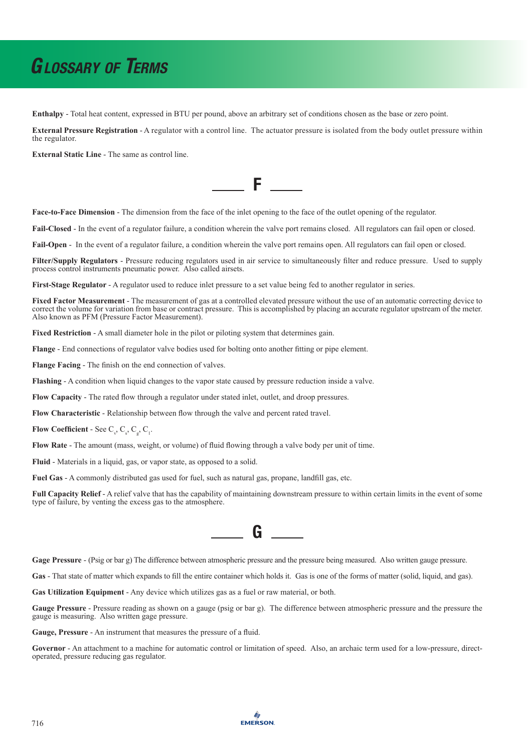# Glossary of Terms

**Enthalpy** - Total heat content, expressed in BTU per pound, above an arbitrary set of conditions chosen as the base or zero point.

**External Pressure Registration** - A regulator with a control line. The actuator pressure is isolated from the body outlet pressure within the regulator.

**External Static Line** - The same as control line.

## F

**Face-to-Face Dimension** - The dimension from the face of the inlet opening to the face of the outlet opening of the regulator.

**Fail-Closed** - In the event of a regulator failure, a condition wherein the valve port remains closed. All regulators can fail open or closed.

**Fail-Open** - In the event of a regulator failure, a condition wherein the valve port remains open. All regulators can fail open or closed.

**Filter/Supply Regulators** - Pressure reducing regulators used in air service to simultaneously filter and reduce pressure. Used to supply process control instruments pneumatic power. Also called airsets.

**First-Stage Regulator** - A regulator used to reduce inlet pressure to a set value being fed to another regulator in series.

**Fixed Factor Measurement** - The measurement of gas at a controlled elevated pressure without the use of an automatic correcting device to correct the volume for variation from base or contract pressure. This is accomplished by placing an accurate regulator upstream of the meter. Also known as PFM (Pressure Factor Measurement).

**Fixed Restriction** - A small diameter hole in the pilot or piloting system that determines gain.

**Flange** - End connections of regulator valve bodies used for bolting onto another fitting or pipe element.

**Flange Facing** - The finish on the end connection of valves.

**Flashing** - A condition when liquid changes to the vapor state caused by pressure reduction inside a valve.

**Flow Capacity** - The rated flow through a regulator under stated inlet, outlet, and droop pressures.

**Flow Characteristic** - Relationship between flow through the valve and percent rated travel.

**Flow Coefficient** - See $C_v$, $C_s$, $C_g$, $C_1$.

**Flow Rate** - The amount (mass, weight, or volume) of fluid flowing through a valve body per unit of time.

**Fluid** - Materials in a liquid, gas, or vapor state, as opposed to a solid.

**Fuel Gas** - A commonly distributed gas used for fuel, such as natural gas, propane, landfill gas, etc.

**Full Capacity Relief** - A relief valve that has the capability of maintaining downstream pressure to within certain limits in the event of some type of failure, by venting the excess gas to the atmosphere.

## G

**Gage Pressure** - (Psig or bar g) The difference between atmospheric pressure and the pressure being measured. Also written gauge pressure.

**Gas** - That state of matter which expands to fill the entire container which holds it. Gas is one of the forms of matter (solid, liquid, and gas).

**Gas Utilization Equipment** - Any device which utilizes gas as a fuel or raw material, or both.

**Gauge Pressure** - Pressure reading as shown on a gauge (psig or bar g). The difference between atmospheric pressure and the pressure the gauge is measuring. Also written gage pressure.

**Gauge, Pressure** - An instrument that measures the pressure of a fluid.

**Governor** - An attachment to a machine for automatic control or limitation of speed. Also, an archaic term used for a low-pressure, direct-operated, pressure reducing gas regulator.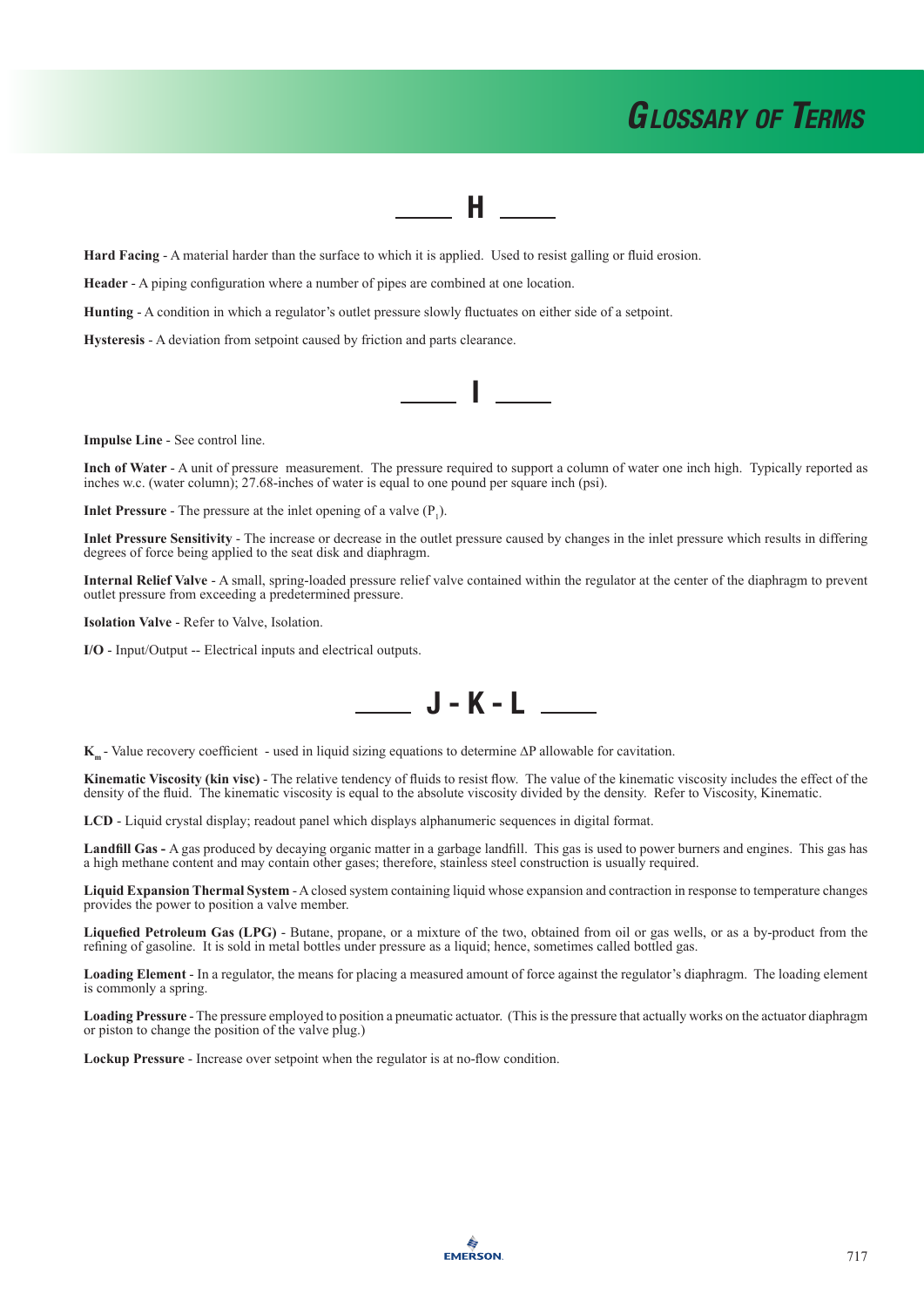# Glossary of Terms

## H

**Hard Facing** - A material harder than the surface to which it is applied. Used to resist galling or fluid erosion.

**Header** - A piping configuration where a number of pipes are combined at one location.

**Hunting** - A condition in which a regulator's outlet pressure slowly fluctuates on either side of a setpoint.

**Hysteresis** - A deviation from setpoint caused by friction and parts clearance.

## I

**Impulse Line** - See control line.

**Inch of Water** - A unit of pressure measurement. The pressure required to support a column of water one inch high. Typically reported as inches w.c. (water column); 27.68-inches of water is equal to one pound per square inch (psi).

**Inlet Pressure** - The pressure at the inlet opening of a valve ($P_1$).

**Inlet Pressure Sensitivity** - The increase or decrease in the outlet pressure caused by changes in the inlet pressure which results in differing degrees of force being applied to the seat disk and diaphragm.

**Internal Relief Valve** - A small, spring-loaded pressure relief valve contained within the regulator at the center of the diaphragm to prevent outlet pressure from exceeding a predetermined pressure.

**Isolation Valve** - Refer to Valve, Isolation.

**I/O** - Input/Output -- Electrical inputs and electrical outputs.

## J - K - L

**$K_m$** - Value recovery coefficient - used in liquid sizing equations to determine $\Delta P$ allowable for cavitation.

**Kinematic Viscosity (kin visc)** - The relative tendency of fluids to resist flow. The value of the kinematic viscosity includes the effect of the density of the fluid. The kinematic viscosity is equal to the absolute viscosity divided by the density. Refer to Viscosity, Kinematic.

**LCD** - Liquid crystal display; readout panel which displays alphanumeric sequences in digital format.

**Landfill Gas -** A gas produced by decaying organic matter in a garbage landfill. This gas is used to power burners and engines. This gas has a high methane content and may contain other gases; therefore, stainless steel construction is usually required.

**Liquid Expansion Thermal System** - A closed system containing liquid whose expansion and contraction in response to temperature changes provides the power to position a valve member.

**Liquefied Petroleum Gas (LPG)** - Butane, propane, or a mixture of the two, obtained from oil or gas wells, or as a by-product from the refining of gasoline. It is sold in metal bottles under pressure as a liquid; hence, sometimes called bottled gas.

**Loading Element** - In a regulator, the means for placing a measured amount of force against the regulator's diaphragm. The loading element is commonly a spring.

**Loading Pressure** - The pressure employed to position a pneumatic actuator. (This is the pressure that actually works on the actuator diaphragm or piston to change the position of the valve plug.)

**Lockup Pressure** - Increase over setpoint when the regulator is at no-flow condition.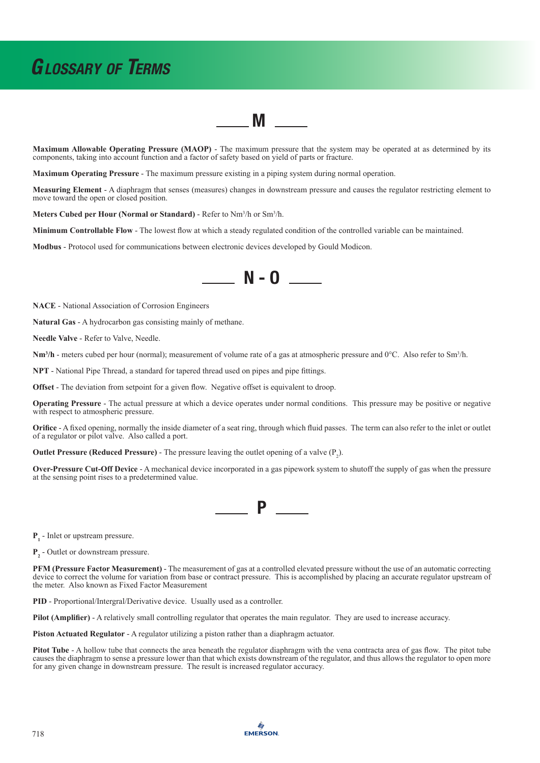# Glossary of Terms

## M

**Maximum Allowable Operating Pressure (MAOP)** - The maximum pressure that the system may be operated at as determined by its components, taking into account function and a factor of safety based on yield of parts or fracture.

**Maximum Operating Pressure** - The maximum pressure existing in a piping system during normal operation.

**Measuring Element** - A diaphragm that senses (measures) changes in downstream pressure and causes the regulator restricting element to move toward the open or closed position.

**Meters Cubed per Hour (Normal or Standard)** - Refer to $Nm^3/h$ or $Sm^3/h$.

**Minimum Controllable Flow** - The lowest flow at which a steady regulated condition of the controlled variable can be maintained.

**Modbus** - Protocol used for communications between electronic devices developed by Gould Modicon.

## N - O

**NACE** - National Association of Corrosion Engineers

**Natural Gas** - A hydrocarbon gas consisting mainly of methane.

**Needle Valve** - Refer to Valve, Needle.

**$Nm^3/h$** - meters cubed per hour (normal); measurement of volume rate of a gas at atmospheric pressure and 0°C. Also refer to $Sm^3/h$.

**NPT** - National Pipe Thread, a standard for tapered thread used on pipes and pipe fittings.

**Offset** - The deviation from setpoint for a given flow. Negative offset is equivalent to droop.

**Operating Pressure** - The actual pressure at which a device operates under normal conditions. This pressure may be positive or negative with respect to atmospheric pressure.

**Orifice** - A fixed opening, normally the inside diameter of a seat ring, through which fluid passes. The term can also refer to the inlet or outlet of a regulator or pilot valve. Also called a port.

**Outlet Pressure (Reduced Pressure)** - The pressure leaving the outlet opening of a valve ($P_2$).

**Over-Pressure Cut-Off Device** - A mechanical device incorporated in a gas pipework system to shutoff the supply of gas when the pressure at the sensing point rises to a predetermined value.

## P

**$P_1$** - Inlet or upstream pressure.

**$P_2$** - Outlet or downstream pressure.

**PFM (Pressure Factor Measurement)** - The measurement of gas at a controlled elevated pressure without the use of an automatic correcting device to correct the volume for variation from base or contract pressure. This is accomplished by placing an accurate regulator upstream of the meter. Also known as Fixed Factor Measurement

**PID** - Proportional/Intergral/Derivative device. Usually used as a controller.

**Pilot (Amplifier)** - A relatively small controlling regulator that operates the main regulator. They are used to increase accuracy.

**Piston Actuated Regulator** - A regulator utilizing a piston rather than a diaphragm actuator.

**Pitot Tube** - A hollow tube that connects the area beneath the regulator diaphragm with the vena contracta area of gas flow. The pitot tube causes the diaphragm to sense a pressure lower than that which exists downstream of the regulator, and thus allows the regulator to open more for any given change in downstream pressure. The result is increased regulator accuracy.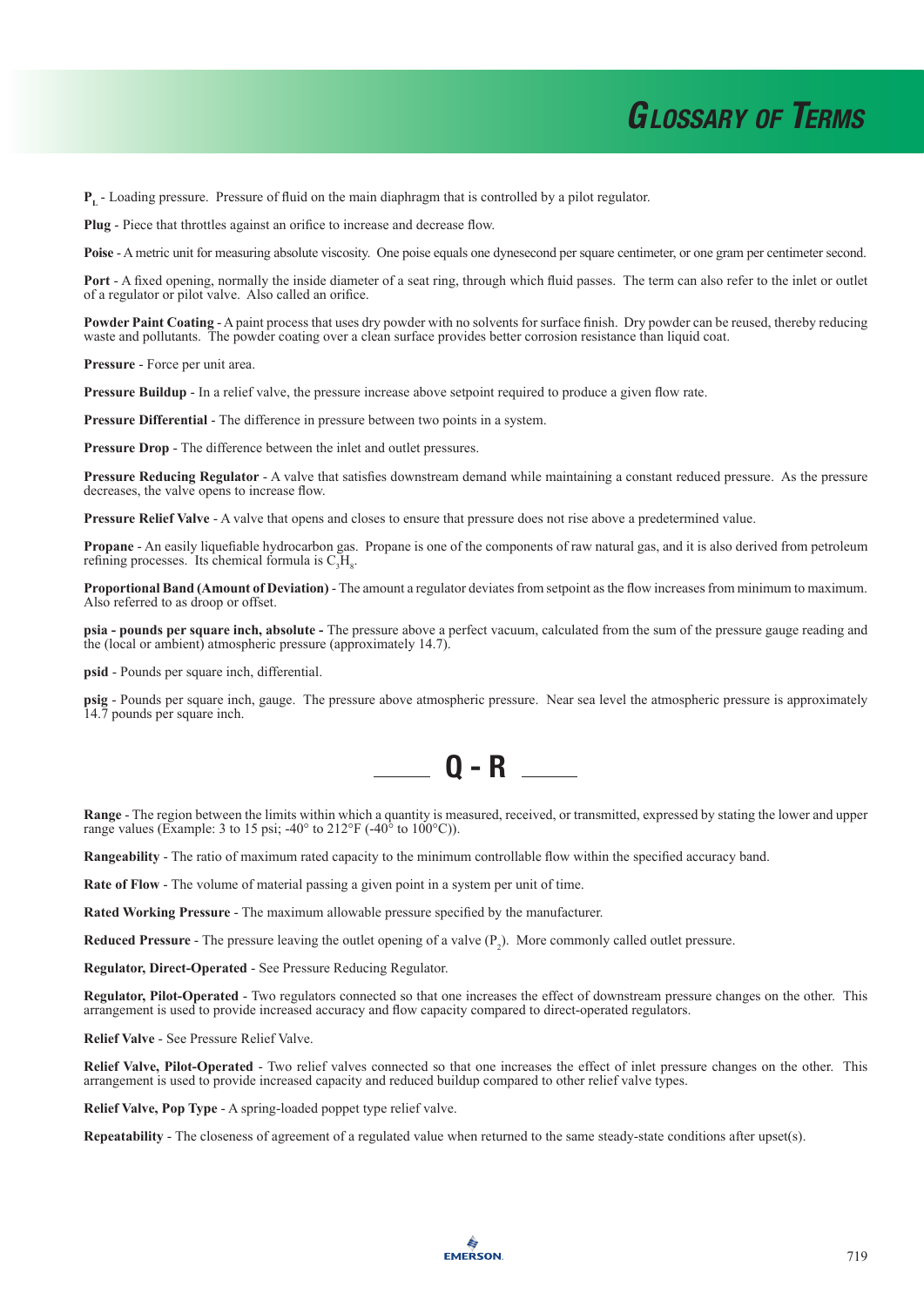**$P_L$** - Loading pressure. Pressure of fluid on the main diaphragm that is controlled by a pilot regulator.

**Plug** - Piece that throttles against an orifice to increase and decrease flow.

**Poise** - A metric unit for measuring absolute viscosity. One poise equals one dynesecond per square centimeter, or one gram per centimeter second.

**Port** - A fixed opening, normally the inside diameter of a seat ring, through which fluid passes. The term can also refer to the inlet or outlet of a regulator or pilot valve. Also called an orifice.

**Powder Paint Coating** - A paint process that uses dry powder with no solvents for surface finish. Dry powder can be reused, thereby reducing waste and pollutants. The powder coating over a clean surface provides better corrosion resistance than liquid coat.

**Pressure** - Force per unit area.

**Pressure Buildup** - In a relief valve, the pressure increase above setpoint required to produce a given flow rate.

**Pressure Differential** - The difference in pressure between two points in a system.

**Pressure Drop** - The difference between the inlet and outlet pressures.

**Pressure Reducing Regulator** - A valve that satisfies downstream demand while maintaining a constant reduced pressure. As the pressure decreases, the valve opens to increase flow.

**Pressure Relief Valve** - A valve that opens and closes to ensure that pressure does not rise above a predetermined value.

**Propane** - An easily liquefiable hydrocarbon gas. Propane is one of the components of raw natural gas, and it is also derived from petroleum refining processes. Its chemical formula is $C_3H_8$.

**Proportional Band (Amount of Deviation)** - The amount a regulator deviates from setpoint as the flow increases from minimum to maximum. Also referred to as droop or offset.

**psia - pounds per square inch, absolute -** The pressure above a perfect vacuum, calculated from the sum of the pressure gauge reading and the (local or ambient) atmospheric pressure (approximately 14.7).

**psid** - Pounds per square inch, differential.

**psig** - Pounds per square inch, gauge. The pressure above atmospheric pressure. Near sea level the atmospheric pressure is approximately 14.7 pounds per square inch.

## Q - R

**Range** - The region between the limits within which a quantity is measured, received, or transmitted, expressed by stating the lower and upper range values (Example: 3 to 15 psi; -40° to 212°F (-40° to 100°C)).

**Rangeability** - The ratio of maximum rated capacity to the minimum controllable flow within the specified accuracy band.

**Rate of Flow** - The volume of material passing a given point in a system per unit of time.

**Rated Working Pressure** - The maximum allowable pressure specified by the manufacturer.

**Reduced Pressure** - The pressure leaving the outlet opening of a valve ($P_2$). More commonly called outlet pressure.

**Regulator, Direct-Operated** - See Pressure Reducing Regulator.

**Regulator, Pilot-Operated** - Two regulators connected so that one increases the effect of downstream pressure changes on the other. This arrangement is used to provide increased accuracy and flow capacity compared to direct-operated regulators.

**Relief Valve** - See Pressure Relief Valve.

**Relief Valve, Pilot-Operated** - Two relief valves connected so that one increases the effect of inlet pressure changes on the other. This arrangement is used to provide increased capacity and reduced buildup compared to other relief valve types.

**Relief Valve, Pop Type** - A spring-loaded poppet type relief valve.

**Repeatability** - The closeness of agreement of a regulated value when returned to the same steady-state conditions after upset(s).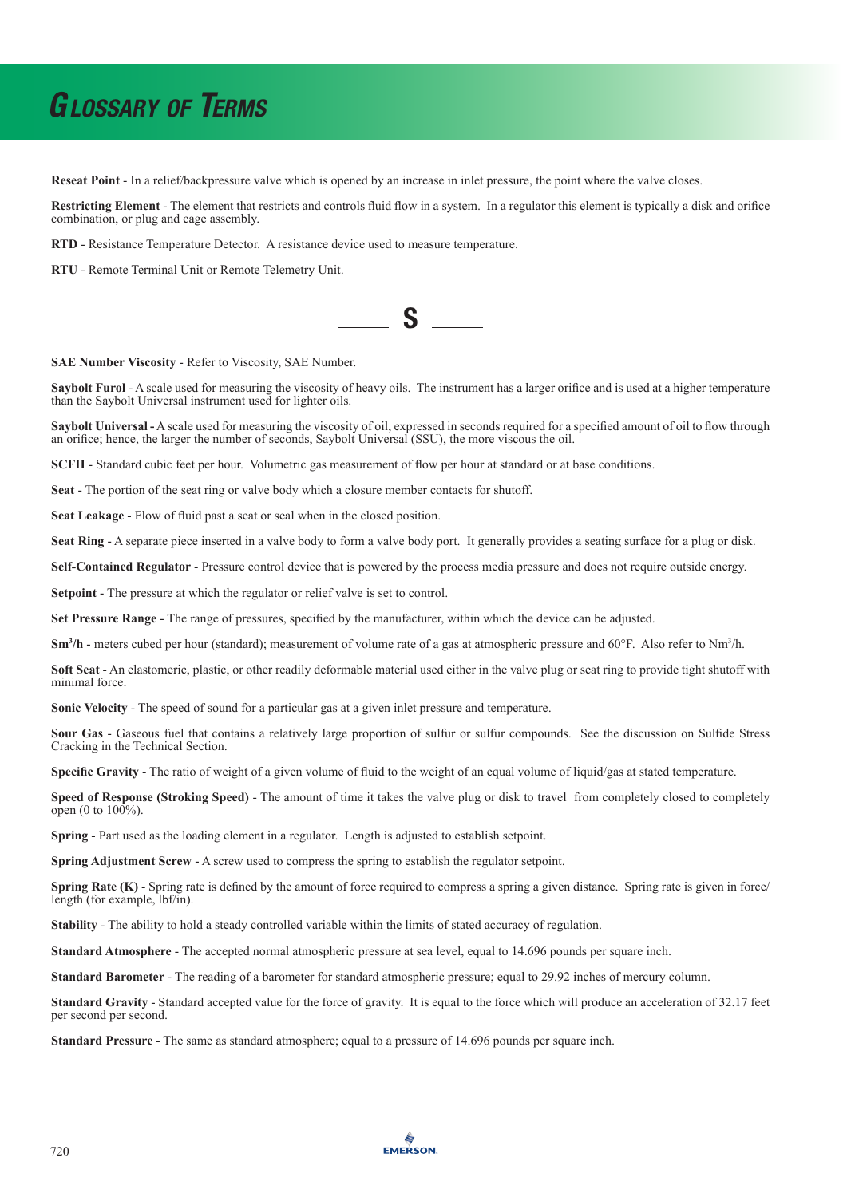# GLOSSARY OF TERMS

**Reseat Point** - In a relief/backpressure valve which is opened by an increase in inlet pressure, the point where the valve closes.

**Restricting Element** - The element that restricts and controls fluid flow in a system. In a regulator this element is typically a disk and orifice combination, or plug and cage assembly.

**RTD** - Resistance Temperature Detector. A resistance device used to measure temperature.

**RTU** - Remote Terminal Unit or Remote Telemetry Unit.

## S

**SAE Number Viscosity** - Refer to Viscosity, SAE Number.

**Saybolt Furol** - A scale used for measuring the viscosity of heavy oils. The instrument has a larger orifice and is used at a higher temperature than the Saybolt Universal instrument used for lighter oils.

**Saybolt Universal** - A scale used for measuring the viscosity of oil, expressed in seconds required for a specified amount of oil to flow through an orifice; hence, the larger the number of seconds, Saybolt Universal (SSU), the more viscous the oil.

**SCFH** - Standard cubic feet per hour. Volumetric gas measurement of flow per hour at standard or at base conditions.

**Seat** - The portion of the seat ring or valve body which a closure member contacts for shutoff.

**Seat Leakage** - Flow of fluid past a seat or seal when in the closed position.

**Seat Ring** - A separate piece inserted in a valve body to form a valve body port. It generally provides a seating surface for a plug or disk.

**Self-Contained Regulator** - Pressure control device that is powered by the process media pressure and does not require outside energy.

**Setpoint** - The pressure at which the regulator or relief valve is set to control.

**Set Pressure Range** - The range of pressures, specified by the manufacturer, within which the device can be adjusted.

**Sm$^3$/h** - meters cubed per hour (standard); measurement of volume rate of a gas at atmospheric pressure and 60°F. Also refer to Nm$^3$/h.

**Soft Seat** - An elastomeric, plastic, or other readily deformable material used either in the valve plug or seat ring to provide tight shutoff with minimal force.

**Sonic Velocity** - The speed of sound for a particular gas at a given inlet pressure and temperature.

**Sour Gas** - Gaseous fuel that contains a relatively large proportion of sulfur or sulfur compounds. See the discussion on Sulfide Stress Cracking in the Technical Section.

**Specific Gravity** - The ratio of weight of a given volume of fluid to the weight of an equal volume of liquid/gas at stated temperature.

**Speed of Response (Stroking Speed)** - The amount of time it takes the valve plug or disk to travel from completely closed to completely open (0 to 100%).

**Spring** - Part used as the loading element in a regulator. Length is adjusted to establish setpoint.

**Spring Adjustment Screw** - A screw used to compress the spring to establish the regulator setpoint.

**Spring Rate (K)** - Spring rate is defined by the amount of force required to compress a spring a given distance. Spring rate is given in force/length (for example, lbf/in).

**Stability** - The ability to hold a steady controlled variable within the limits of stated accuracy of regulation.

**Standard Atmosphere** - The accepted normal atmospheric pressure at sea level, equal to 14.696 pounds per square inch.

**Standard Barometer** - The reading of a barometer for standard atmospheric pressure; equal to 29.92 inches of mercury column.

**Standard Gravity** - Standard accepted value for the force of gravity. It is equal to the force which will produce an acceleration of 32.17 feet per second per second.

**Standard Pressure** - The same as standard atmosphere; equal to a pressure of 14.696 pounds per square inch.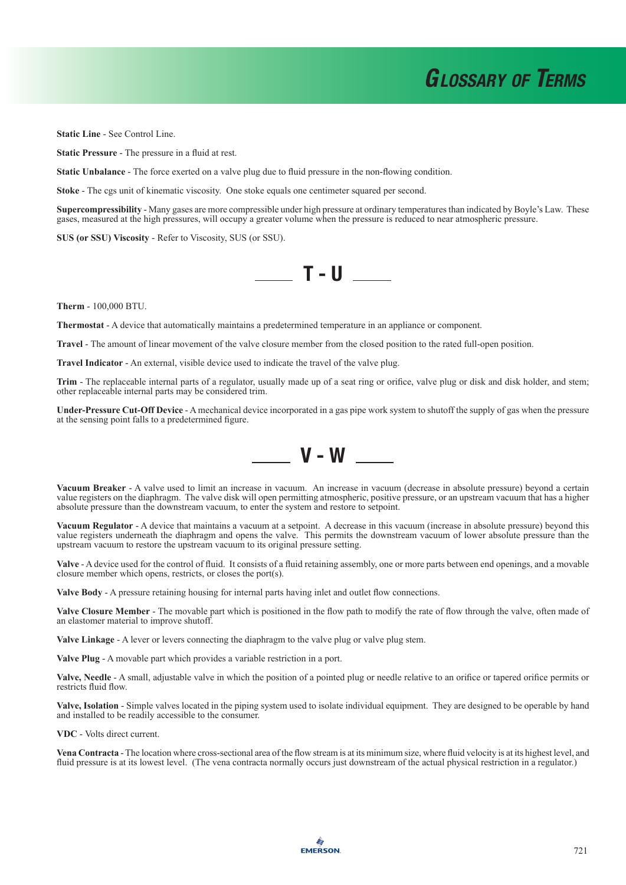**Static Line** - See Control Line.

**Static Pressure** - The pressure in a fluid at rest.

**Static Unbalance** - The force exerted on a valve plug due to fluid pressure in the non-flowing condition.

**Stoke** - The cgs unit of kinematic viscosity. One stoke equals one centimeter squared per second.

**Supercompressibility** - Many gases are more compressible under high pressure at ordinary temperatures than indicated by Boyle's Law. These gases, measured at the high pressures, will occupy a greater volume when the pressure is reduced to near atmospheric pressure.

**SUS (or SSU) Viscosity** - Refer to Viscosity, SUS (or SSU).

## T - U

**Therm** - 100,000 BTU.

**Thermostat** - A device that automatically maintains a predetermined temperature in an appliance or component.

**Travel** - The amount of linear movement of the valve closure member from the closed position to the rated full-open position.

**Travel Indicator** - An external, visible device used to indicate the travel of the valve plug.

**Trim** - The replaceable internal parts of a regulator, usually made up of a seat ring or orifice, valve plug or disk and disk holder, and stem; other replaceable internal parts may be considered trim.

**Under-Pressure Cut-Off Device** - A mechanical device incorporated in a gas pipe work system to shutoff the supply of gas when the pressure at the sensing point falls to a predetermined figure.

## V - W

**Vacuum Breaker** - A valve used to limit an increase in vacuum. An increase in vacuum (decrease in absolute pressure) beyond a certain value registers on the diaphragm. The valve disk will open permitting atmospheric, positive pressure, or an upstream vacuum that has a higher absolute pressure than the downstream vacuum, to enter the system and restore to setpoint.

**Vacuum Regulator** - A device that maintains a vacuum at a setpoint. A decrease in this vacuum (increase in absolute pressure) beyond this value registers underneath the diaphragm and opens the valve. This permits the downstream vacuum of lower absolute pressure than the upstream vacuum to restore the upstream vacuum to its original pressure setting.

**Valve** - A device used for the control of fluid. It consists of a fluid retaining assembly, one or more parts between end openings, and a movable closure member which opens, restricts, or closes the port(s).

**Valve Body** - A pressure retaining housing for internal parts having inlet and outlet flow connections.

**Valve Closure Member** - The movable part which is positioned in the flow path to modify the rate of flow through the valve, often made of an elastomer material to improve shutoff.

**Valve Linkage** - A lever or levers connecting the diaphragm to the valve plug or valve plug stem.

**Valve Plug** - A movable part which provides a variable restriction in a port.

**Valve, Needle** - A small, adjustable valve in which the position of a pointed plug or needle relative to an orifice or tapered orifice permits or restricts fluid flow.

**Valve, Isolation** - Simple valves located in the piping system used to isolate individual equipment. They are designed to be operable by hand and installed to be readily accessible to the consumer.

**VDC** - Volts direct current.

**Vena Contracta** - The location where cross-sectional area of the flow stream is at its minimum size, where fluid velocity is at its highest level, and fluid pressure is at its lowest level. (The vena contracta normally occurs just downstream of the actual physical restriction in a regulator.)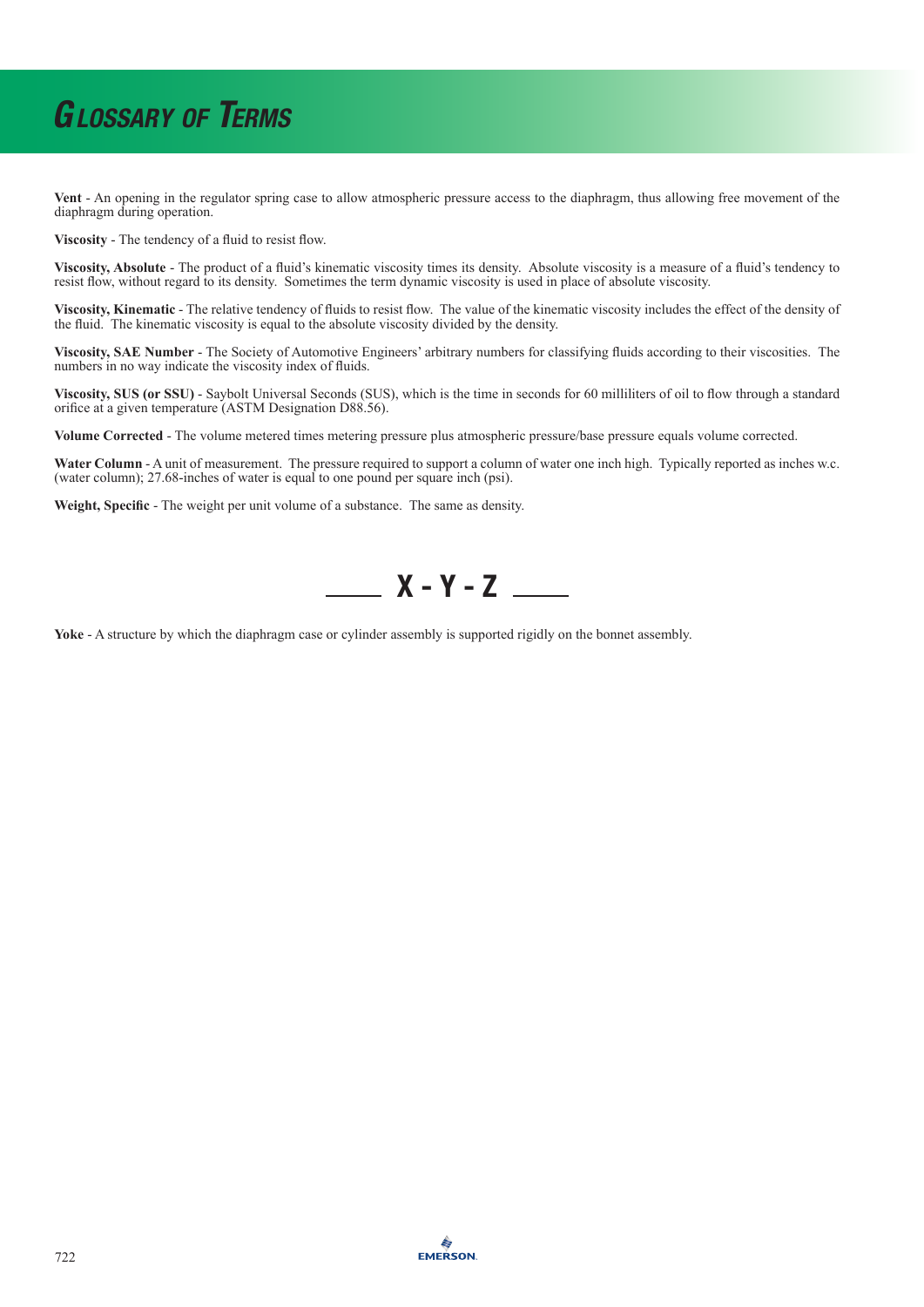# Glossary of Terms

**Vent** - An opening in the regulator spring case to allow atmospheric pressure access to the diaphragm, thus allowing free movement of the diaphragm during operation.

**Viscosity** - The tendency of a fluid to resist flow.

**Viscosity, Absolute** - The product of a fluid's kinematic viscosity times its density. Absolute viscosity is a measure of a fluid's tendency to resist flow, without regard to its density. Sometimes the term dynamic viscosity is used in place of absolute viscosity.

**Viscosity, Kinematic** - The relative tendency of fluids to resist flow. The value of the kinematic viscosity includes the effect of the density of the fluid. The kinematic viscosity is equal to the absolute viscosity divided by the density.

**Viscosity, SAE Number** - The Society of Automotive Engineers' arbitrary numbers for classifying fluids according to their viscosities. The numbers in no way indicate the viscosity index of fluids.

**Viscosity, SUS (or SSU)** - Saybolt Universal Seconds (SUS), which is the time in seconds for 60 milliliters of oil to flow through a standard orifice at a given temperature (ASTM Designation D88.56).

**Volume Corrected** - The volume metered times metering pressure plus atmospheric pressure/base pressure equals volume corrected.

**Water Column** - A unit of measurement. The pressure required to support a column of water one inch high. Typically reported as inches w.c. (water column); 27.68-inches of water is equal to one pound per square inch (psi).

**Weight, Specific** - The weight per unit volume of a substance. The same as density.

## X - Y - Z

**Yoke** - A structure by which the diaphragm case or cylinder assembly is supported rigidly on the bonnet assembly.